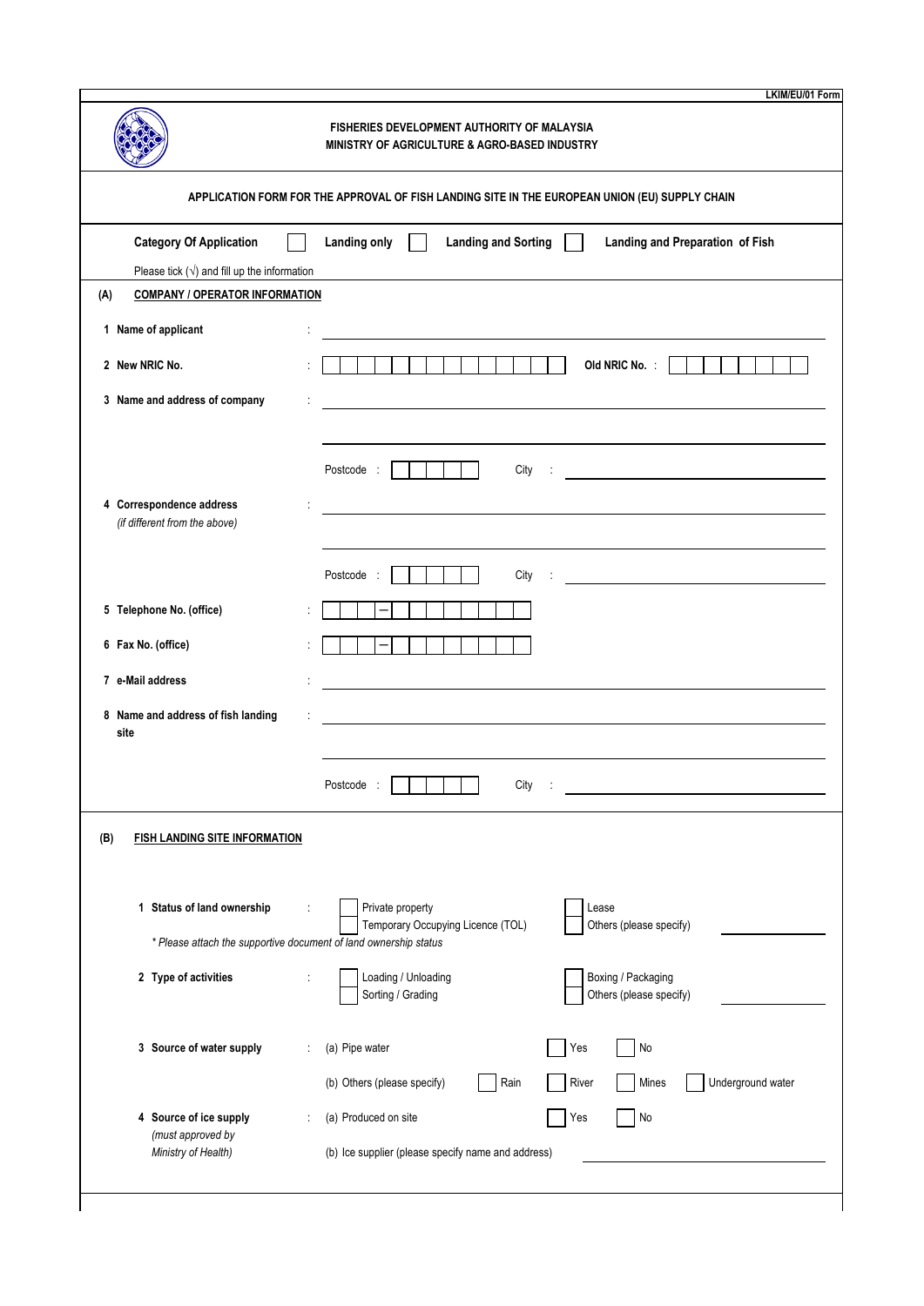LKIM/EU/01 Form

**FISHERIES DEVELOPMENT AUTHORITY OF MALAYSIA**
**MINISTRY OF AGRICULTURE & AGRO-BASED INDUSTRY**

## APPLICATION FORM FOR THE APPROVAL OF FISH LANDING SITE IN THE EUROPEAN UNION (EU) SUPPLY CHAIN

**Category Of Application** ☐ **Landing only** ☐ **Landing and Sorting** ☐ **Landing and Preparation of Fish**

Please tick (√) and fill up the information

### (A) COMPANY / OPERATOR INFORMATION

1. **Name of applicant** : ____________________

2. **New NRIC No.** : ☐☐☐☐☐☐☐☐☐☐☐☐☐☐ **Old NRIC No.** : ☐☐☐☐☐☐☐☐

3. **Name and address of company** : ____________________

   ____________________

   Postcode : ☐☐☐☐☐ City : ____________________

4. **Correspondence address** : ____________________
   *(if different from the above)*

   ____________________

   Postcode : ☐☐☐☐☐ City : ____________________

5. **Telephone No. (office)** : ☐☐☐ – ☐☐☐☐☐☐☐☐

6. **Fax No. (office)** : ☐☐☐ – ☐☐☐☐☐☐☐☐

7. **e-Mail address** : ____________________

8. **Name and address of fish landing site** : ____________________

   ____________________

   Postcode : ☐☐☐☐☐ City : ____________________

### (B) FISH LANDING SITE INFORMATION

1. **Status of land ownership** :
   ☐ Private property ☐ Lease
   ☐ Temporary Occupying Licence (TOL) ☐ Others (please specify) ____________________

   *\* Please attach the supportive document of land ownership status*

2. **Type of activities** :
   ☐ Loading / Unloading ☐ Boxing / Packaging
   ☐ Sorting / Grading ☐ Others (please specify) ____________________

3. **Source of water supply** :
   (a) Pipe water ☐ Yes ☐ No
   (b) Others (please specify) ☐ Rain ☐ River ☐ Mines ☐ Underground water

4. **Source of ice supply** :
   *(must approved by Ministry of Health)*
   (a) Produced on site ☐ Yes ☐ No
   (b) Ice supplier (please specify name and address) ____________________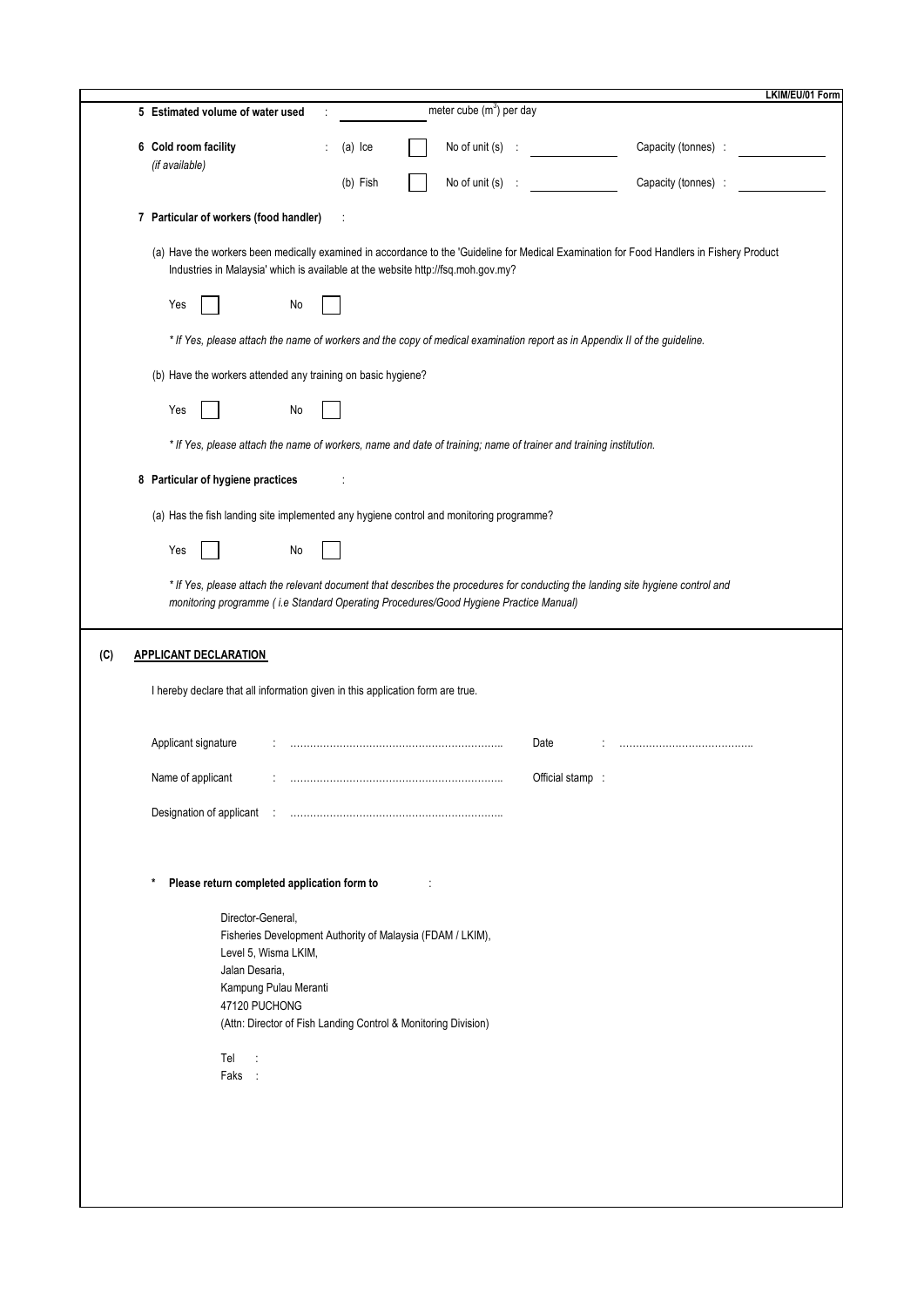LKIM/EU/01 Form

**5 Estimated volume of water used** : ______ meter cube ($m^3$) per day

**6 Cold room facility** *(if available)* :

| | | | |
|---|---|---|---|
| (a) Ice ☐ | No of unit (s) : ______ | Capacity (tonnes) : ______ |
| (b) Fish ☐ | No of unit (s) : ______ | Capacity (tonnes) : ______ |

**7 Particular of workers (food handler)** :

(a) Have the workers been medically examined in accordance to the 'Guideline for Medical Examination for Food Handlers in Fishery Product Industries in Malaysia' which is available at the website http://fsq.moh.gov.my?

Yes ☐ No ☐

*\* If Yes, please attach the name of workers and the copy of medical examination report as in Appendix II of the guideline.*

(b) Have the workers attended any training on basic hygiene?

Yes ☐ No ☐

*\* If Yes, please attach the name of workers, name and date of training; name of trainer and training institution.*

**8 Particular of hygiene practices** :

(a) Has the fish landing site implemented any hygiene control and monitoring programme?

Yes ☐ No ☐

*\* If Yes, please attach the relevant document that describes the procedures for conducting the landing site hygiene control and monitoring programme ( i.e Standard Operating Procedures/Good Hygiene Practice Manual)*

## (C) APPLICANT DECLARATION

I hereby declare that all information given in this application form are true.

Applicant signature : ………………………………………………………… Date : …………………………………

Name of applicant : ………………………………………………………… Official stamp :

Designation of applicant : …………………………………………………………

\* **Please return completed application form to** :

Director-General,
Fisheries Development Authority of Malaysia (FDAM / LKIM),
Level 5, Wisma LKIM,
Jalan Desaria,
Kampung Pulau Meranti
47120 PUCHONG
(Attn: Director of Fish Landing Control & Monitoring Division)

Tel :
Faks :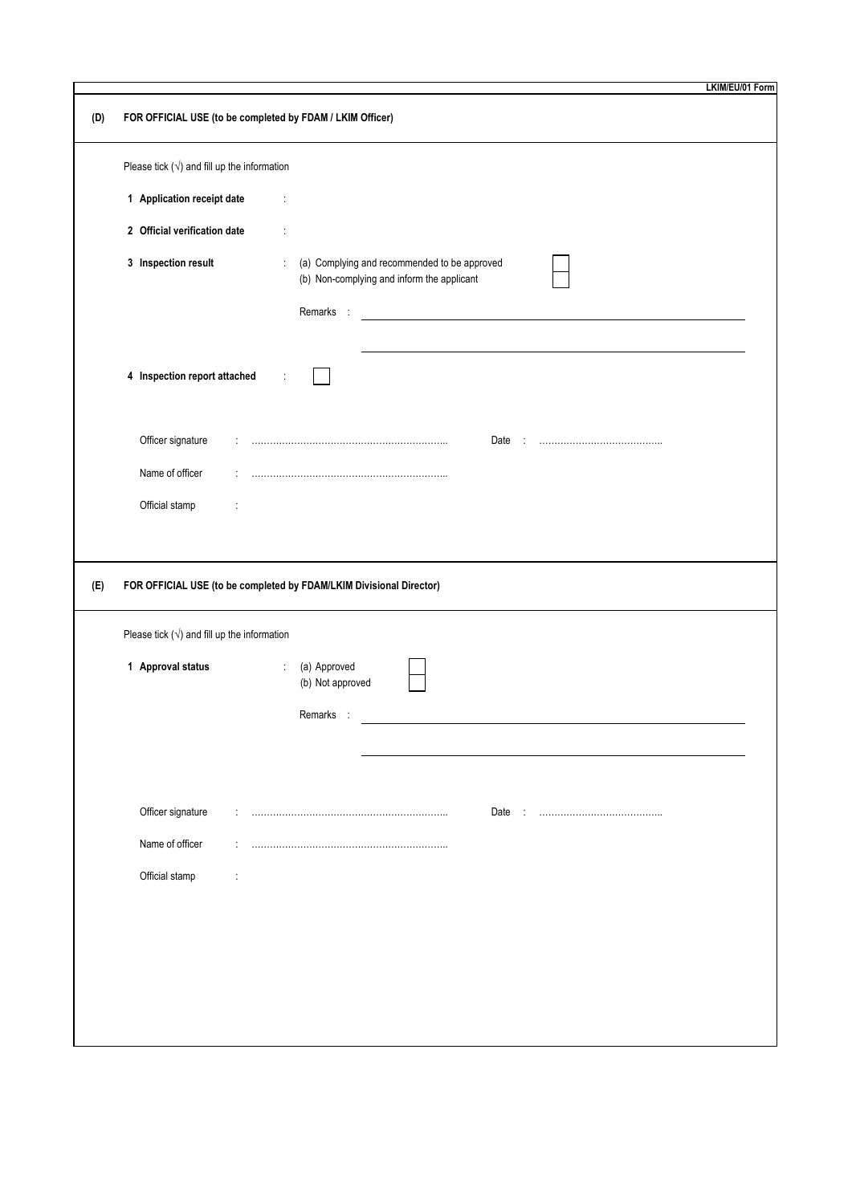LKIM/EU/01 Form

## (D) FOR OFFICIAL USE (to be completed by FDAM / LKIM Officer)

Please tick (√) and fill up the information

**1 Application receipt date** :

**2 Official verification date** :

**3 Inspection result** : (a) Complying and recommended to be approved ☐
(b) Non-complying and inform the applicant ☐

Remarks : ______________________________________________

______________________________________________

**4 Inspection report attached** : ☐

Officer signature : ………………………………………………………. Date : …………………………………

Name of officer : ……………………………………………………….

Official stamp :

## (E) FOR OFFICIAL USE (to be completed by FDAM/LKIM Divisional Director)

Please tick (√) and fill up the information

**1 Approval status** : (a) Approved ☐
(b) Not approved ☐

Remarks : ______________________________________________

______________________________________________

Officer signature : ………………………………………………………. Date : …………………………………

Name of officer : ……………………………………………………….

Official stamp :